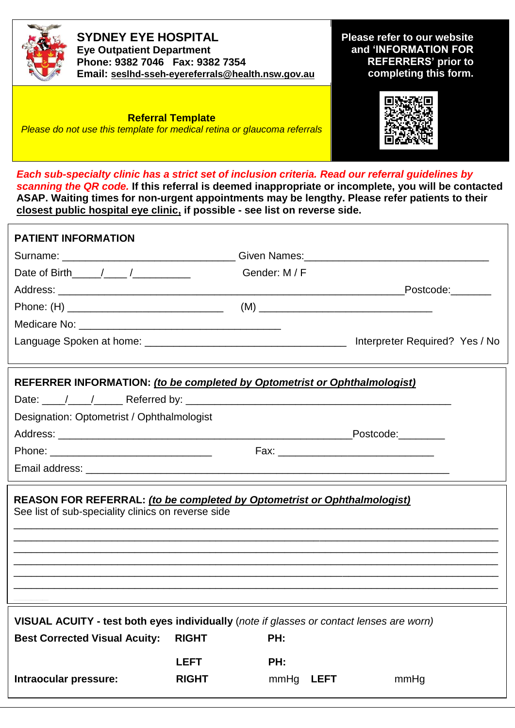# SYDNEY EYE HOSPITAL

**Eye Outpatient Department**
**Phone: 9382 7046 Fax: 9382 7354**
**Email: seslhd-sseh-eyereferrals@health.nsw.gov.au**

**Please refer to our website and 'INFORMATION FOR REFERRERS' prior to completing this form.**

**Referral Template**
*Please do not use this template for medical retina or glaucoma referrals*

***Each sub-specialty clinic has a strict set of inclusion criteria. Read our referral guidelines by scanning the QR code.*** **If this referral is deemed inappropriate or incomplete, you will be contacted ASAP. Waiting times for non-urgent appointments may be lengthy. Please refer patients to their closest public hospital eye clinic, if possible - see list on reverse side.**

## PATIENT INFORMATION

Surname: ______________________________ Given Names: ________________________________

Date of Birth_____/____ /__________ Gender: M / F

Address: ____________________________________________________________ Postcode: _______

Phone: (H) ___________________________ (M) ______________________________

Medicare No: ___________________________________

Language Spoken at home: ___________________________________ Interpreter Required? Yes / No

## REFERRER INFORMATION: *(to be completed by Optometrist or Ophthalmologist)*

Date: ____/____/_____ Referred by: ______________________________________________

Designation: Optometrist / Ophthalmologist

Address: ____________________________________________________ Postcode: ________

Phone: ____________________________ Fax: ___________________________

Email address: ________________________________________________________________

## REASON FOR REFERRAL: *(to be completed by Optometrist or Ophthalmologist)*

See list of sub-speciality clinics on reverse side

______________________________________________________________________________
______________________________________________________________________________
______________________________________________________________________________
______________________________________________________________________________
______________________________________________________________________________
______________________________________________________________________________

## VISUAL ACUITY - test both eyes individually (*note if glasses or contact lenses are worn*)

**Best Corrected Visual Acuity:** **RIGHT** **PH:**

**LEFT** **PH:**

**Intraocular pressure:** **RIGHT** mmHg **LEFT** mmHg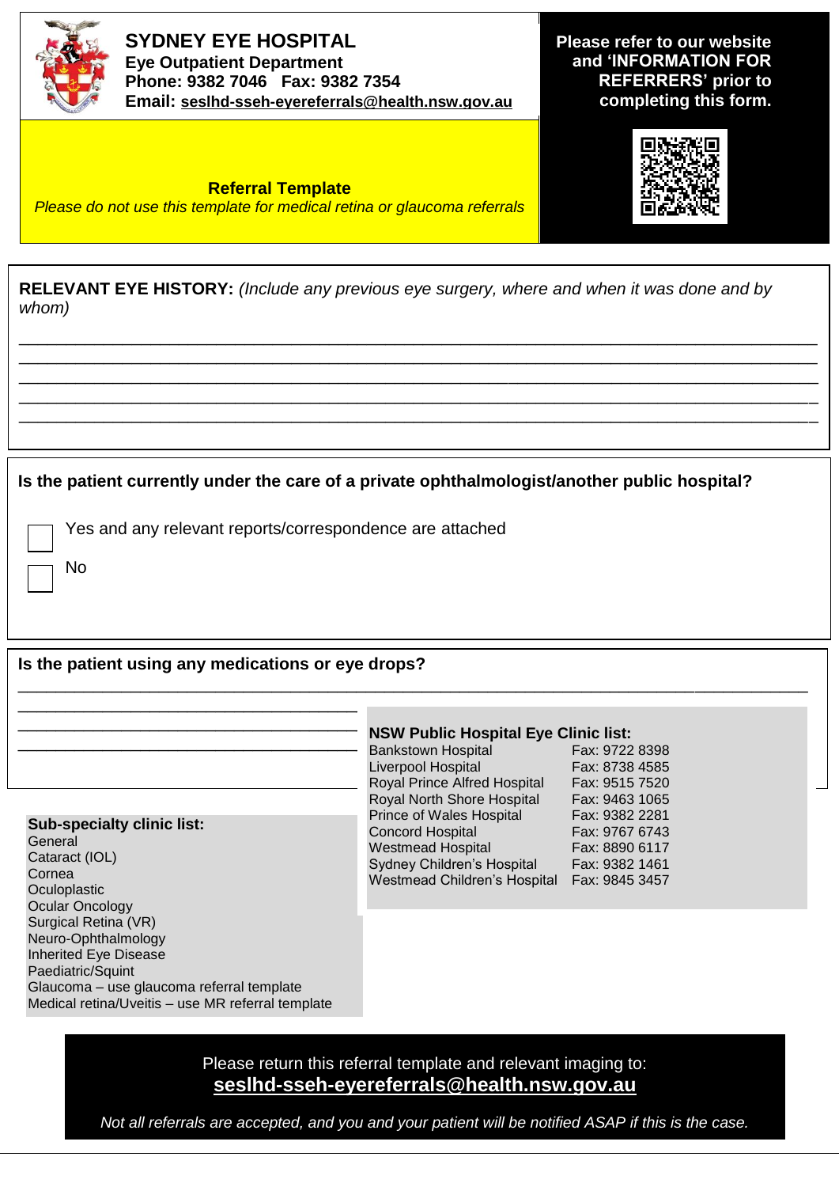# SYDNEY EYE HOSPITAL

**Eye Outpatient Department**
**Phone: 9382 7046 Fax: 9382 7354**
**Email: seslhd-sseh-eyereferrals@health.nsw.gov.au**

**Please refer to our website and 'INFORMATION FOR REFERRERS' prior to completing this form.**

**Referral Template**

*Please do not use this template for medical retina or glaucoma referrals*

**RELEVANT EYE HISTORY:** *(Include any previous eye surgery, where and when it was done and by whom)*

______________________________________________________________________________

______________________________________________________________________________

______________________________________________________________________________

______________________________________________________________________________

______________________________________________________________________________

**Is the patient currently under the care of a private ophthalmologist/another public hospital?**

- ☐ Yes and any relevant reports/correspondence are attached
- ☐ No

**Is the patient using any medications or eye drops?**

______________________________________________________________________________

________________________________________

________________________________________

________________________________________

**NSW Public Hospital Eye Clinic list:**

| | |
|---|---|
| Bankstown Hospital | Fax: 9722 8398 |
| Liverpool Hospital | Fax: 8738 4585 |
| Royal Prince Alfred Hospital | Fax: 9515 7520 |
| Royal North Shore Hospital | Fax: 9463 1065 |
| Prince of Wales Hospital | Fax: 9382 2281 |
| Concord Hospital | Fax: 9767 6743 |
| Westmead Hospital | Fax: 8890 6117 |
| Sydney Children's Hospital | Fax: 9382 1461 |
| Westmead Children's Hospital | Fax: 9845 3457 |

**Sub-specialty clinic list:**

- General
- Cataract (IOL)
- Cornea
- Oculoplastic
- Ocular Oncology
- Surgical Retina (VR)
- Neuro-Ophthalmology
- Inherited Eye Disease
- Paediatric/Squint
- Glaucoma – use glaucoma referral template
- Medical retina/Uveitis – use MR referral template

Please return this referral template and relevant imaging to:
**seslhd-sseh-eyereferrals@health.nsw.gov.au**

*Not all referrals are accepted, and you and your patient will be notified ASAP if this is the case.*